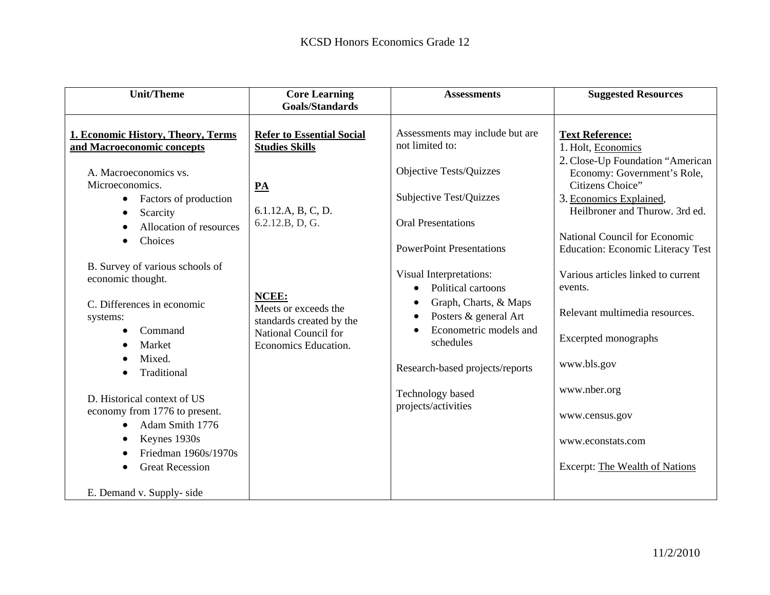# KCSD Honors Economics Grade 12

| Unit/Theme | Core Learning Goals/Standards | Assessments | Suggested Resources |
|---|---|---|---|
| **1. Economic History, Theory, Terms and Macroeconomic concepts**<br><br>A. Macroeconomics vs. Microeconomics.<br>• Factors of production<br>• Scarcity<br>• Allocation of resources<br>• Choices<br><br>B. Survey of various schools of economic thought.<br><br>C. Differences in economic systems:<br>• Command<br>• Market<br>• Mixed.<br>• Traditional<br><br>D. Historical context of US economy from 1776 to present.<br>• Adam Smith 1776<br>• Keynes 1930s<br>• Friedman 1960s/1970s<br>• Great Recession<br><br>E. Demand v. Supply- side | **Refer to Essential Social Studies Skills**<br><br>**PA**<br><br>6.1.12.A, B, C, D.<br>6.2.12.B, D, G.<br><br>**NCEE:**<br>Meets or exceeds the standards created by the National Council for Economics Education. | Assessments may include but are not limited to:<br><br>Objective Tests/Quizzes<br><br>Subjective Test/Quizzes<br><br>Oral Presentations<br><br>PowerPoint Presentations<br><br>Visual Interpretations:<br>• Political cartoons<br>• Graph, Charts, & Maps<br>• Posters & general Art<br>• Econometric models and schedules<br><br>Research-based projects/reports<br><br>Technology based projects/activities | **Text Reference:**<br>1. Holt, Economics<br>2. Close-Up Foundation "American Economy: Government's Role, Citizens Choice"<br>3. Economics Explained, Heilbroner and Thurow. 3rd ed.<br><br>National Council for Economic Education: Economic Literacy Test<br><br>Various articles linked to current events.<br><br>Relevant multimedia resources.<br><br>Excerpted monographs<br><br>www.bls.gov<br><br>www.nber.org<br><br>www.census.gov<br><br>www.econstats.com<br><br>Excerpt: The Wealth of Nations |

11/2/2010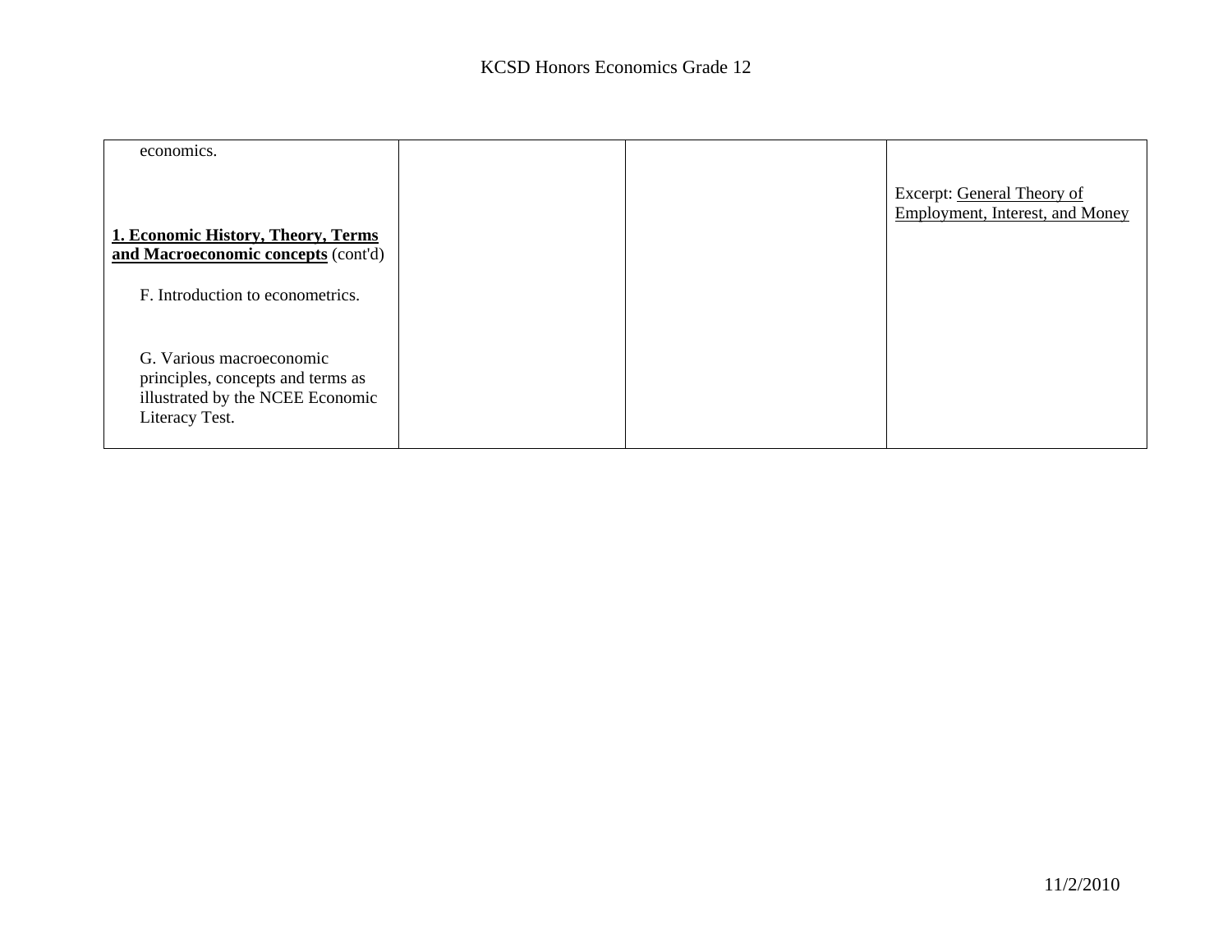| | | | |
|---|---|---|---|
| economics.<br><br>**1. Economic History, Theory, Terms and Macroeconomic concepts** (cont'd)<br><br>F. Introduction to econometrics.<br><br>G. Various macroeconomic principles, concepts and terms as illustrated by the NCEE Economic Literacy Test. | | | Excerpt: General Theory of Employment, Interest, and Money |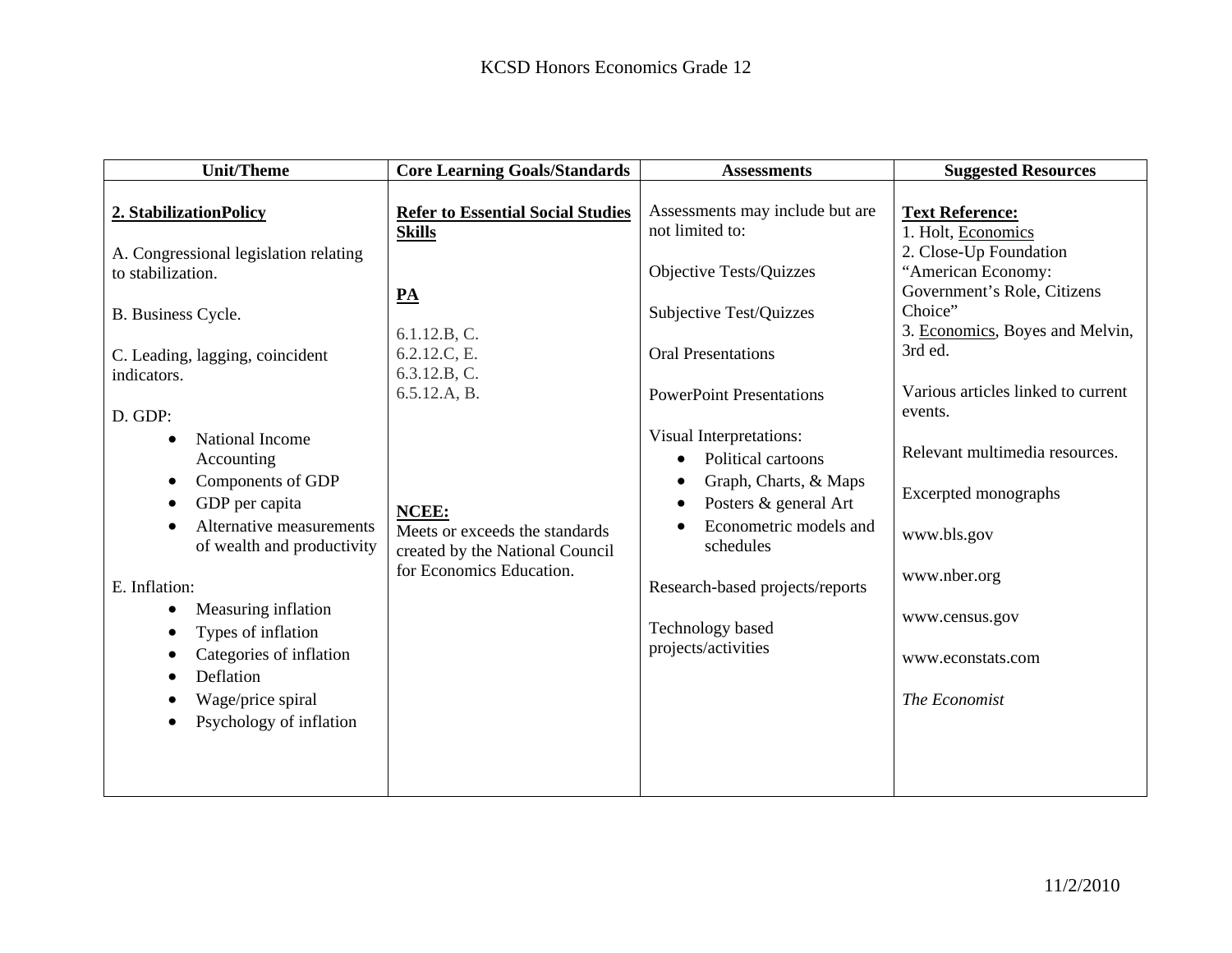| Unit/Theme | Core Learning Goals/Standards | Assessments | Suggested Resources |
|---|---|---|---|
| **2. StabilizationPolicy**<br><br>A. Congressional legislation relating to stabilization.<br><br>B. Business Cycle.<br><br>C. Leading, lagging, coincident indicators.<br><br>D. GDP:<br>• National Income Accounting<br>• Components of GDP<br>• GDP per capita<br>• Alternative measurements of wealth and productivity<br><br>E. Inflation:<br>• Measuring inflation<br>• Types of inflation<br>• Categories of inflation<br>• Deflation<br>• Wage/price spiral<br>• Psychology of inflation | **Refer to Essential Social Studies Skills**<br><br>**PA**<br><br>6.1.12.B, C.<br>6.2.12.C, E.<br>6.3.12.B, C.<br>6.5.12.A, B.<br><br>**NCEE:**<br>Meets or exceeds the standards created by the National Council for Economics Education. | Assessments may include but are not limited to:<br><br>Objective Tests/Quizzes<br><br>Subjective Test/Quizzes<br><br>Oral Presentations<br><br>PowerPoint Presentations<br><br>Visual Interpretations:<br>• Political cartoons<br>• Graph, Charts, & Maps<br>• Posters & general Art<br>• Econometric models and schedules<br><br>Research-based projects/reports<br><br>Technology based projects/activities | **Text Reference:**<br>1. Holt, Economics<br>2. Close-Up Foundation "American Economy: Government's Role, Citizens Choice"<br>3. Economics, Boyes and Melvin, 3rd ed.<br><br>Various articles linked to current events.<br><br>Relevant multimedia resources.<br><br>Excerpted monographs<br><br>www.bls.gov<br><br>www.nber.org<br><br>www.census.gov<br><br>www.econstats.com<br><br>*The Economist* |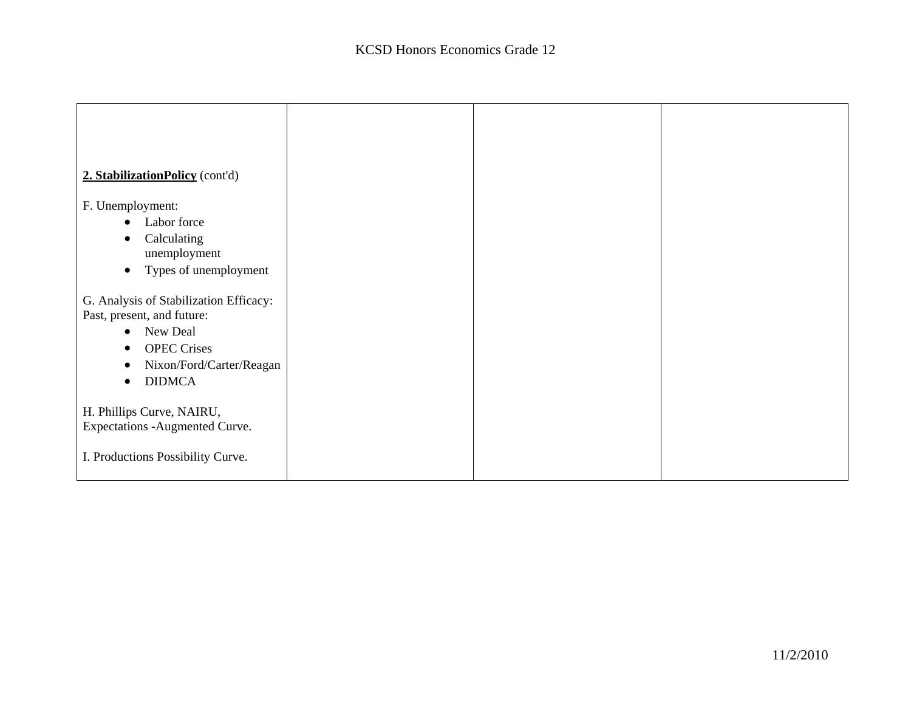| | | | |
|---|---|---|---|
| **<u>2. StabilizationPolicy</u>** (cont'd)<br><br>F. Unemployment:<br>• Labor force<br>• Calculating unemployment<br>• Types of unemployment<br><br>G. Analysis of Stabilization Efficacy: Past, present, and future:<br>• New Deal<br>• OPEC Crises<br>• Nixon/Ford/Carter/Reagan<br>• DIDMCA<br><br>H. Phillips Curve, NAIRU, Expectations -Augmented Curve.<br><br>I. Productions Possibility Curve. | | | |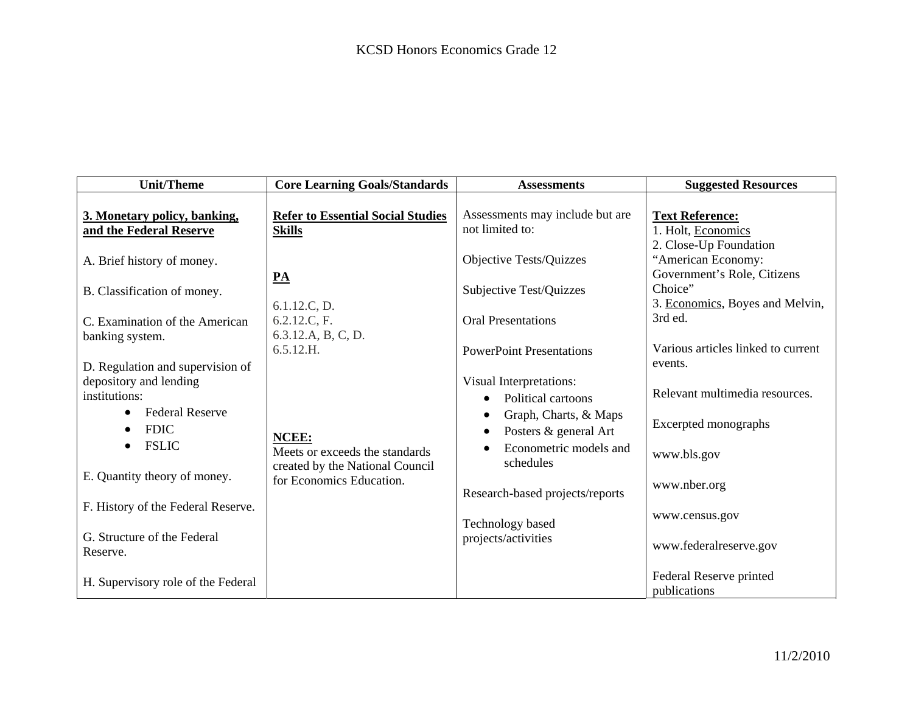| Unit/Theme | Core Learning Goals/Standards | Assessments | Suggested Resources |
|---|---|---|---|
| **<u>3. Monetary policy, banking, and the Federal Reserve</u>**<br><br>A. Brief history of money.<br><br>B. Classification of money.<br><br>C. Examination of the American banking system.<br><br>D. Regulation and supervision of depository and lending institutions:<br>• Federal Reserve<br>• FDIC<br>• FSLIC<br><br>E. Quantity theory of money.<br><br>F. History of the Federal Reserve.<br><br>G. Structure of the Federal Reserve.<br><br>H. Supervisory role of the Federal | **<u>Refer to Essential Social Studies Skills</u>**<br><br>**<u>PA</u>**<br><br>6.1.12.C, D.<br>6.2.12.C, F.<br>6.3.12.A, B, C, D.<br>6.5.12.H.<br><br>**<u>NCEE:</u>**<br>Meets or exceeds the standards created by the National Council for Economics Education. | Assessments may include but are not limited to:<br><br>Objective Tests/Quizzes<br><br>Subjective Test/Quizzes<br><br>Oral Presentations<br><br>PowerPoint Presentations<br><br>Visual Interpretations:<br>• Political cartoons<br>• Graph, Charts, & Maps<br>• Posters & general Art<br>• Econometric models and schedules<br><br>Research-based projects/reports<br><br>Technology based projects/activities | **<u>Text Reference:</u>**<br>1. Holt, <u>Economics</u><br>2. Close-Up Foundation "American Economy: Government's Role, Citizens Choice"<br>3. <u>Economics</u>, Boyes and Melvin, 3rd ed.<br><br>Various articles linked to current events.<br><br>Relevant multimedia resources.<br><br>Excerpted monographs<br><br>www.bls.gov<br><br>www.nber.org<br><br>www.census.gov<br><br>www.federalreserve.gov<br><br>Federal Reserve printed publications |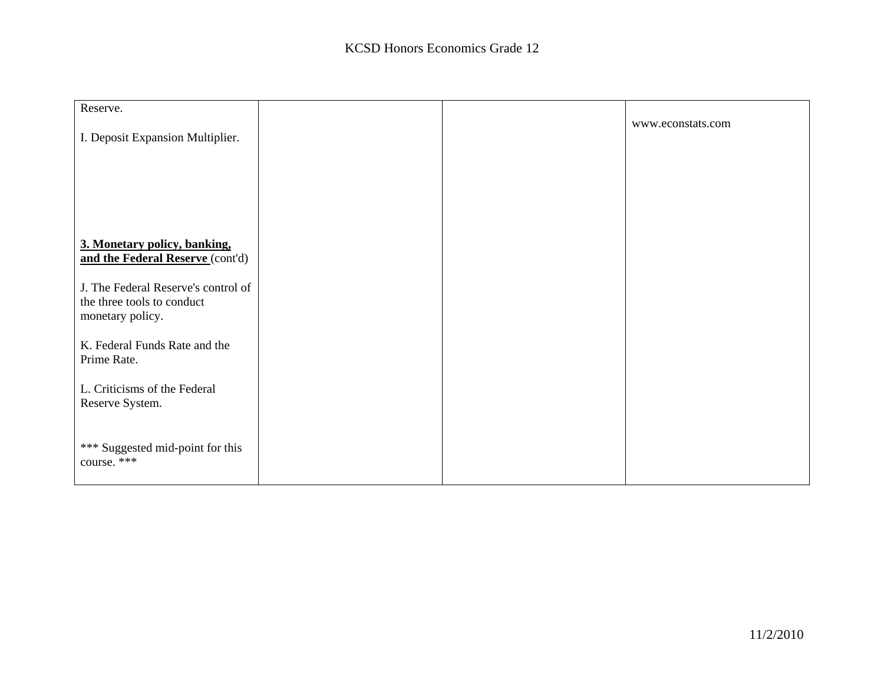| | | | |
|---|---|---|---|
| Reserve.<br><br>I. Deposit Expansion Multiplier.<br><br><br><br><br><br>**<u>3. Monetary policy, banking, and the Federal Reserve</u>** (cont'd)<br><br>J. The Federal Reserve's control of the three tools to conduct monetary policy.<br><br>K. Federal Funds Rate and the Prime Rate.<br><br>L. Criticisms of the Federal Reserve System.<br><br><br>*** Suggested mid-point for this course. *** | | | www.econstats.com |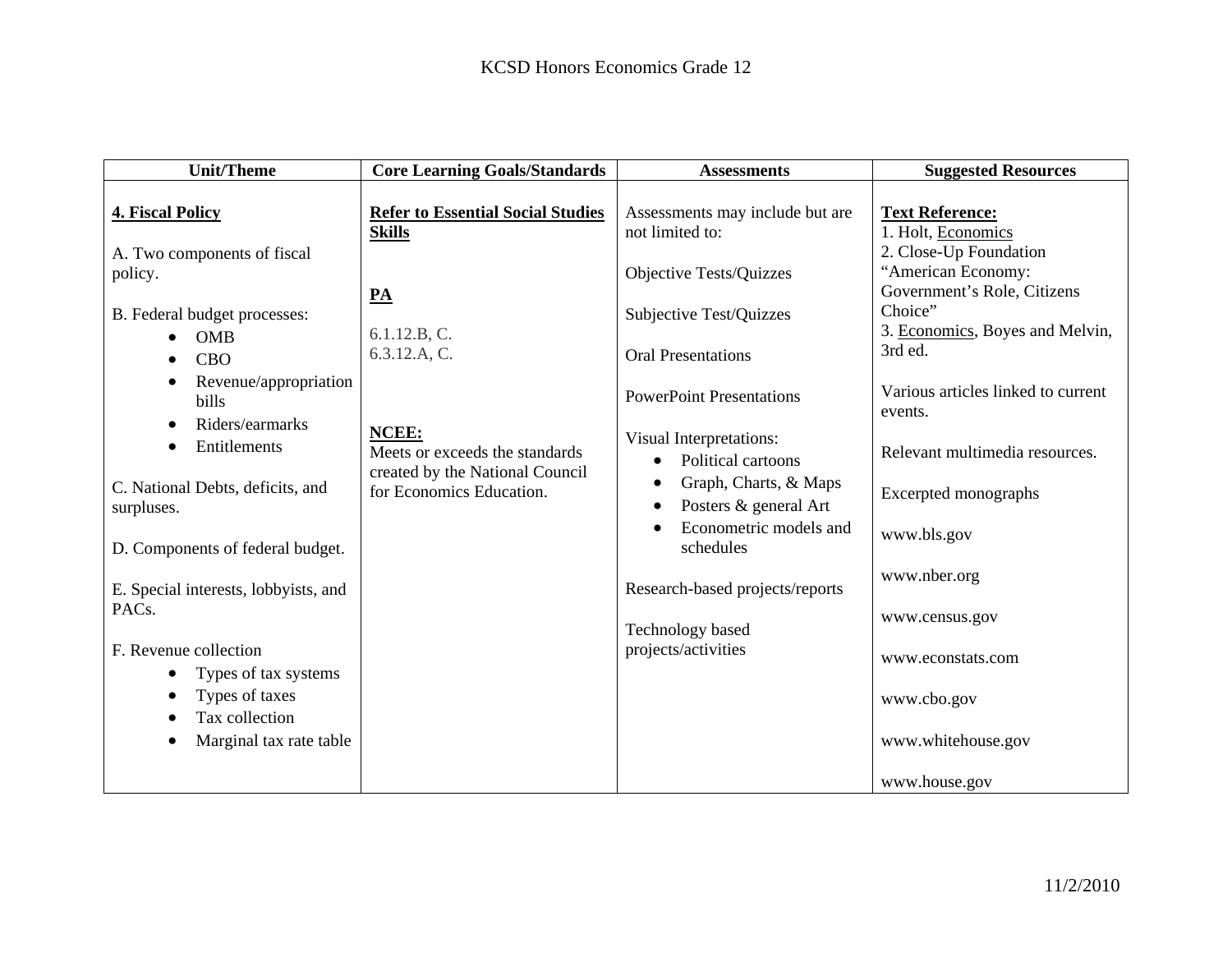| Unit/Theme | Core Learning Goals/Standards | Assessments | Suggested Resources |
|---|---|---|---|
| **4. Fiscal Policy**<br><br>A. Two components of fiscal policy.<br><br>B. Federal budget processes:<br>• OMB<br>• CBO<br>• Revenue/appropriation bills<br>• Riders/earmarks<br>• Entitlements<br><br>C. National Debts, deficits, and surpluses.<br><br>D. Components of federal budget.<br><br>E. Special interests, lobbyists, and PACs.<br><br>F. Revenue collection<br>• Types of tax systems<br>• Types of taxes<br>• Tax collection<br>• Marginal tax rate table | **Refer to Essential Social Studies Skills**<br><br>**PA**<br><br>6.1.12.B, C.<br>6.3.12.A, C.<br><br>**NCEE:**<br>Meets or exceeds the standards created by the National Council for Economics Education. | Assessments may include but are not limited to:<br><br>Objective Tests/Quizzes<br><br>Subjective Test/Quizzes<br><br>Oral Presentations<br><br>PowerPoint Presentations<br><br>Visual Interpretations:<br>• Political cartoons<br>• Graph, Charts, & Maps<br>• Posters & general Art<br>• Econometric models and schedules<br><br>Research-based projects/reports<br><br>Technology based projects/activities | **Text Reference:**<br>1. Holt, Economics<br>2. Close-Up Foundation "American Economy: Government's Role, Citizens Choice"<br>3. Economics, Boyes and Melvin, 3rd ed.<br><br>Various articles linked to current events.<br><br>Relevant multimedia resources.<br><br>Excerpted monographs<br><br>www.bls.gov<br><br>www.nber.org<br><br>www.census.gov<br><br>www.econstats.com<br><br>www.cbo.gov<br><br>www.whitehouse.gov<br><br>www.house.gov |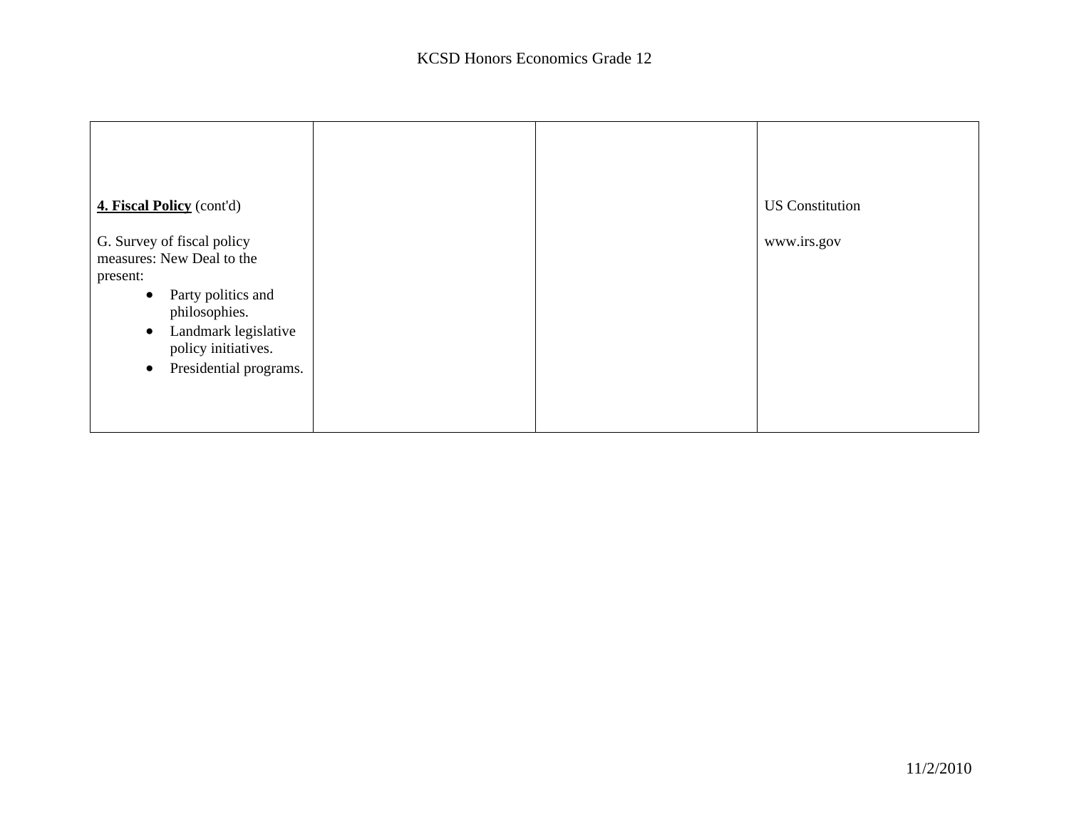| | | | |
|---|---|---|---|
| **4. Fiscal Policy** (cont'd)<br><br>G. Survey of fiscal policy measures: New Deal to the present:<br>• Party politics and philosophies.<br>• Landmark legislative policy initiatives.<br>• Presidential programs. | | | US Constitution<br><br>www.irs.gov |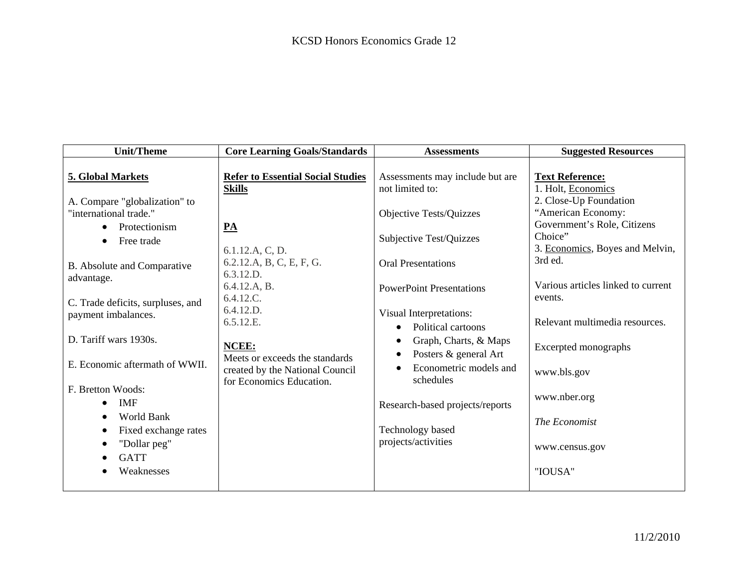| Unit/Theme | Core Learning Goals/Standards | Assessments | Suggested Resources |
|---|---|---|---|
| **5. Global Markets**<br><br>A. Compare "globalization" to "international trade."<br>• Protectionism<br>• Free trade<br><br>B. Absolute and Comparative advantage.<br><br>C. Trade deficits, surpluses, and payment imbalances.<br><br>D. Tariff wars 1930s.<br><br>E. Economic aftermath of WWII.<br><br>F. Bretton Woods:<br>• IMF<br>• World Bank<br>• Fixed exchange rates<br>• "Dollar peg"<br>• GATT<br>• Weaknesses | **Refer to Essential Social Studies Skills**<br><br>**PA**<br><br>6.1.12.A, C, D.<br>6.2.12.A, B, C, E, F, G.<br>6.3.12.D.<br>6.4.12.A, B.<br>6.4.12.C.<br>6.4.12.D.<br>6.5.12.E.<br><br>**NCEE:**<br>Meets or exceeds the standards created by the National Council for Economics Education. | Assessments may include but are not limited to:<br><br>Objective Tests/Quizzes<br><br>Subjective Test/Quizzes<br><br>Oral Presentations<br><br>PowerPoint Presentations<br><br>Visual Interpretations:<br>• Political cartoons<br>• Graph, Charts, & Maps<br>• Posters & general Art<br>• Econometric models and schedules<br><br>Research-based projects/reports<br><br>Technology based projects/activities | **Text Reference:**<br>1. Holt, Economics<br>2. Close-Up Foundation "American Economy: Government's Role, Citizens Choice"<br>3. Economics, Boyes and Melvin, 3rd ed.<br><br>Various articles linked to current events.<br><br>Relevant multimedia resources.<br><br>Excerpted monographs<br><br>www.bls.gov<br><br>www.nber.org<br><br>*The Economist*<br><br>www.census.gov<br><br>"IOUSA" |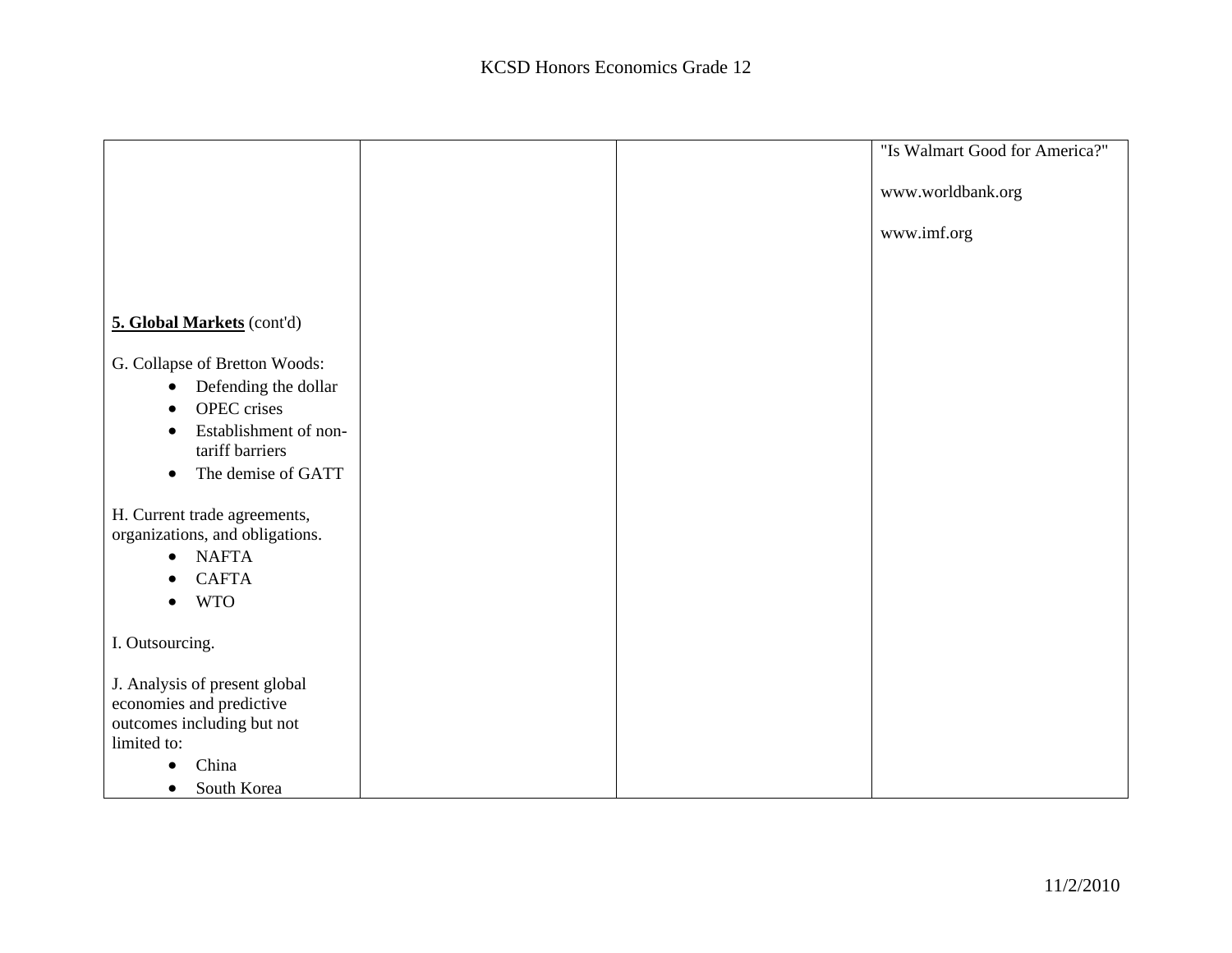| | | | |
|---|---|---|---|
| | | | "Is Walmart Good for America?"<br><br>www.worldbank.org<br><br>www.imf.org |
| **5. Global Markets** (cont'd)<br><br>G. Collapse of Bretton Woods:<br>• Defending the dollar<br>• OPEC crises<br>• Establishment of non-tariff barriers<br>• The demise of GATT<br><br>H. Current trade agreements, organizations, and obligations.<br>• NAFTA<br>• CAFTA<br>• WTO<br><br>I. Outsourcing.<br><br>J. Analysis of present global economies and predictive outcomes including but not limited to:<br>• China<br>• South Korea | | | |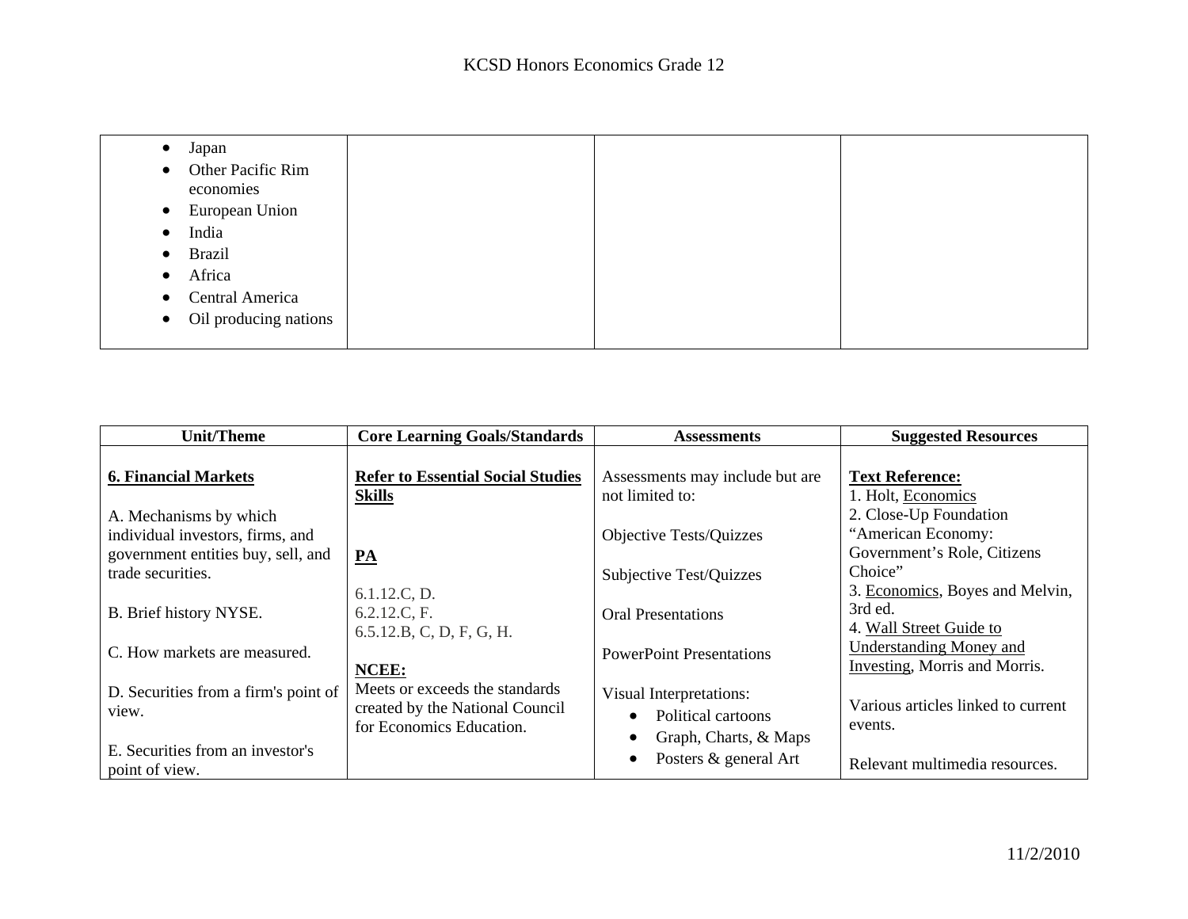| | | | |
|---|---|---|---|
| <ul><li>Japan</li><li>Other Pacific Rim economies</li><li>European Union</li><li>India</li><li>Brazil</li><li>Africa</li><li>Central America</li><li>Oil producing nations</li></ul> | | | |

| Unit/Theme | Core Learning Goals/Standards | Assessments | Suggested Resources |
|---|---|---|---|
| **6. Financial Markets**<br><br>A. Mechanisms by which individual investors, firms, and government entities buy, sell, and trade securities.<br><br>B. Brief history NYSE.<br><br>C. How markets are measured.<br><br>D. Securities from a firm's point of view.<br><br>E. Securities from an investor's point of view. | **Refer to Essential Social Studies Skills**<br><br>**PA**<br><br>6.1.12.C, D.<br>6.2.12.C, F.<br>6.5.12.B, C, D, F, G, H.<br><br>**NCEE:**<br>Meets or exceeds the standards created by the National Council for Economics Education. | Assessments may include but are not limited to:<br><br>Objective Tests/Quizzes<br><br>Subjective Test/Quizzes<br><br>Oral Presentations<br><br>PowerPoint Presentations<br><br>Visual Interpretations:<ul><li>Political cartoons</li><li>Graph, Charts, & Maps</li><li>Posters & general Art</li></ul> | **Text Reference:**<br>1. Holt, Economics<br>2. Close-Up Foundation "American Economy: Government's Role, Citizens Choice"<br>3. Economics, Boyes and Melvin, 3rd ed.<br>4. Wall Street Guide to Understanding Money and Investing, Morris and Morris.<br><br>Various articles linked to current events.<br><br>Relevant multimedia resources. |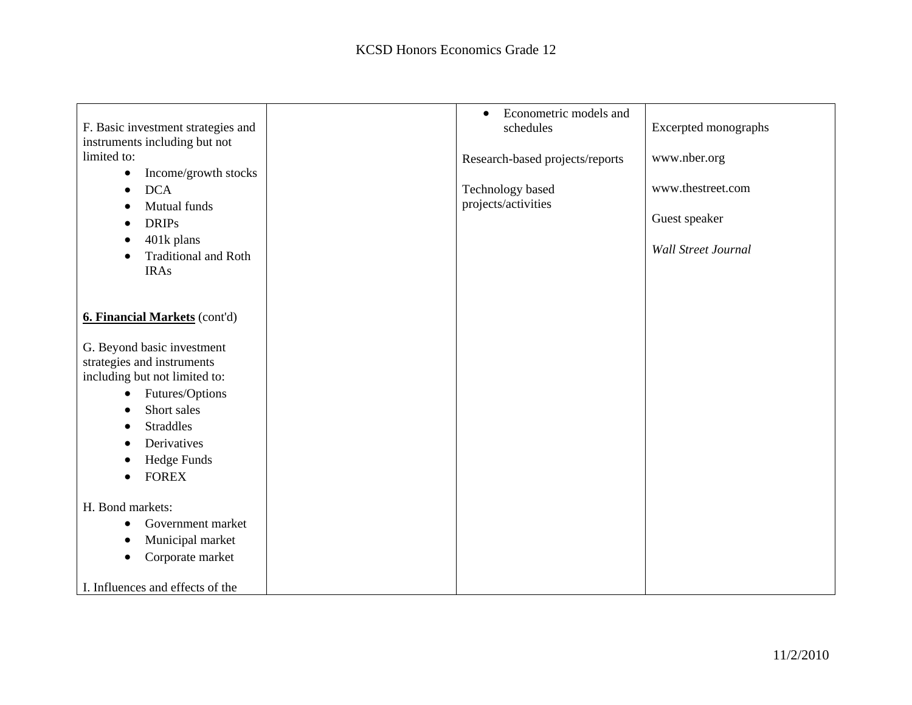| | | | |
|---|---|---|---|
| F. Basic investment strategies and instruments including but not limited to:<br>• Income/growth stocks<br>• DCA<br>• Mutual funds<br>• DRIPs<br>• 401k plans<br>• Traditional and Roth IRAs<br><br>**6. Financial Markets** (cont'd)<br><br>G. Beyond basic investment strategies and instruments including but not limited to:<br>• Futures/Options<br>• Short sales<br>• Straddles<br>• Derivatives<br>• Hedge Funds<br>• FOREX<br><br>H. Bond markets:<br>• Government market<br>• Municipal market<br>• Corporate market<br><br>I. Influences and effects of the | | • Econometric models and schedules<br><br>Research-based projects/reports<br><br>Technology based projects/activities | Excerpted monographs<br><br>www.nber.org<br><br>www.thestreet.com<br><br>Guest speaker<br><br>*Wall Street Journal* |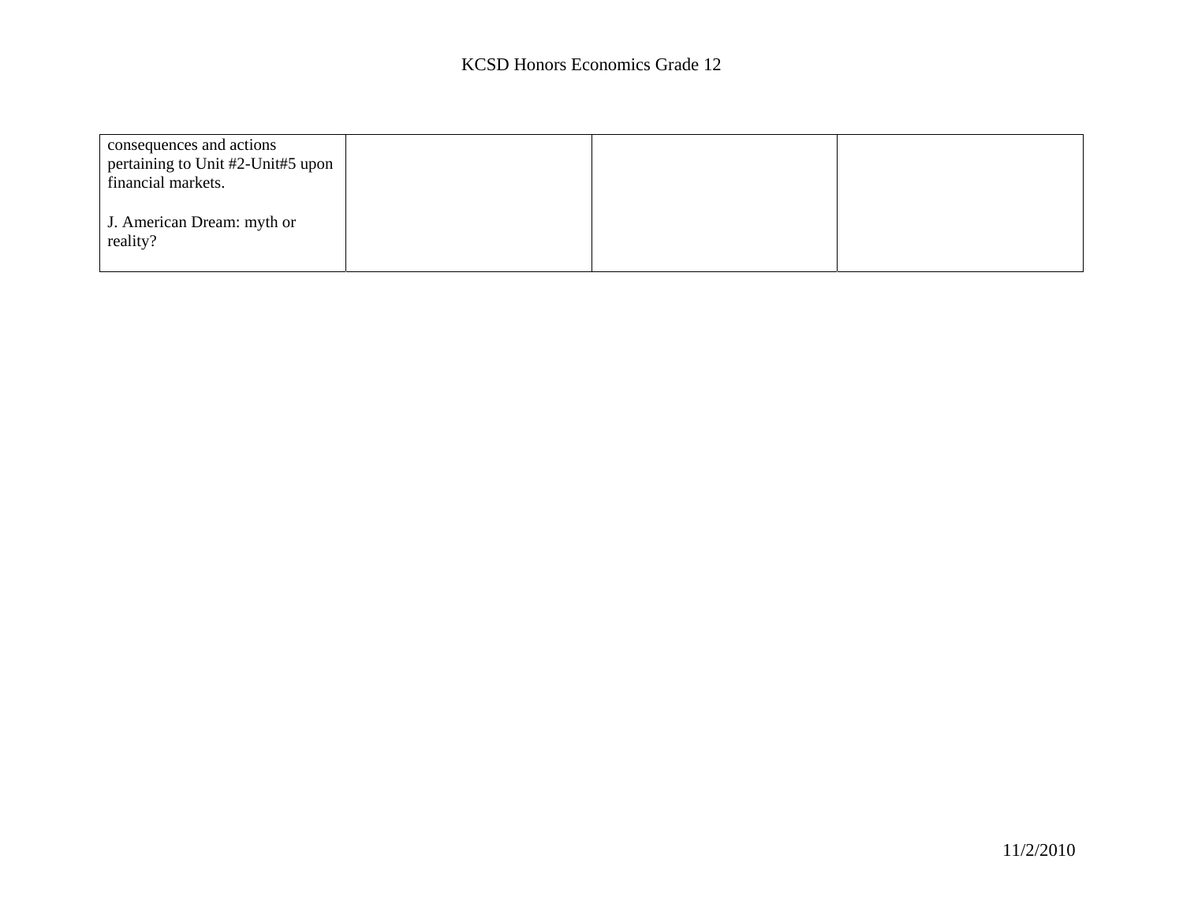| | | | |
|---|---|---|---|
| consequences and actions pertaining to Unit #2-Unit#5 upon financial markets.<br><br>J. American Dream: myth or reality? | | | |